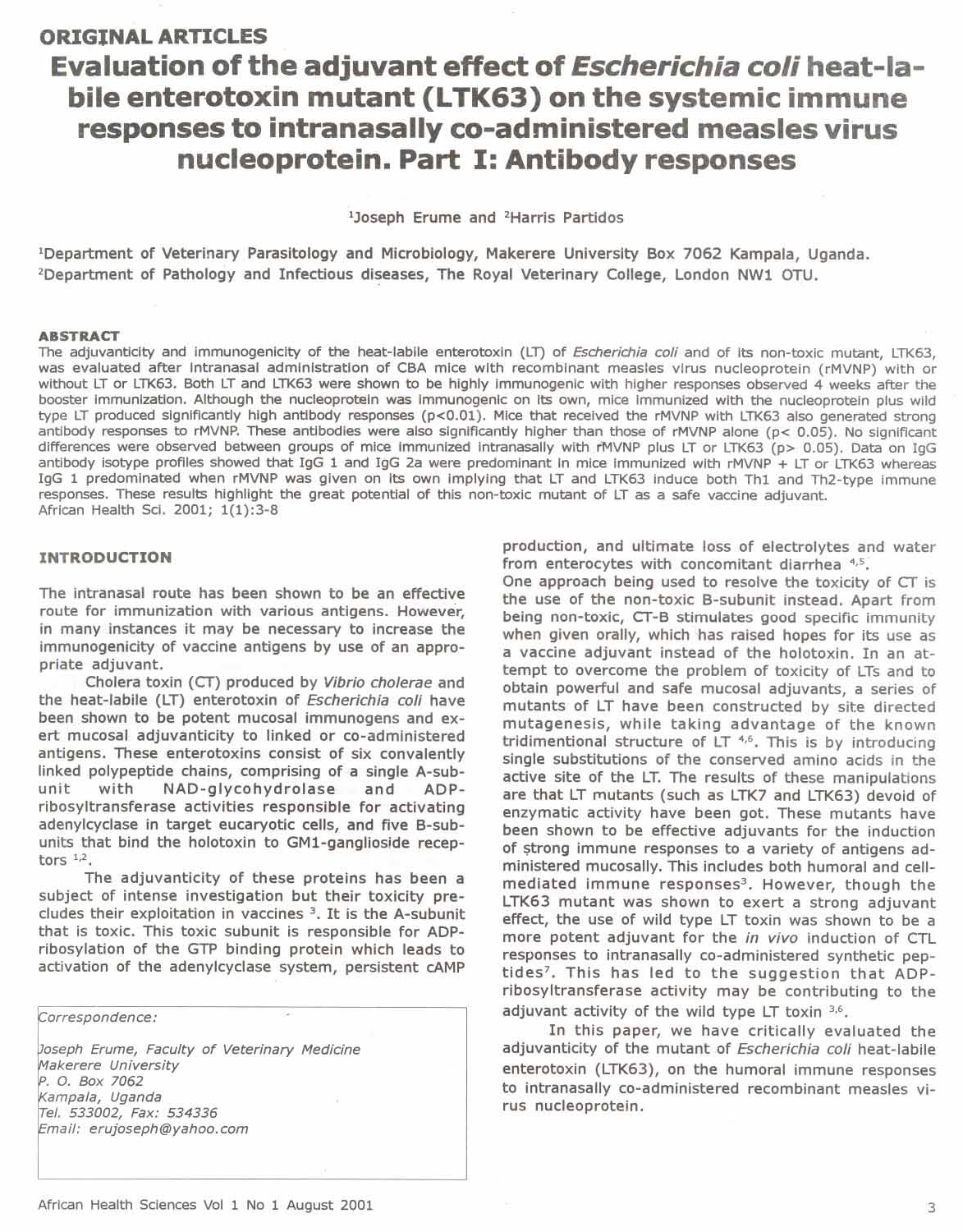ORIGINAL ARTICLES

# Evaluation of the adjuvant effect of *Escherichia coli* heat-labile enterotoxin mutant (LTK63) on the systemic immune responses to intranasally co-administered measles virus nucleoprotein. Part I: Antibody responses

[1]Joseph Erume and [2]Harris Partidos

[1]Department of Veterinary Parasitology and Microbiology, Makerere University Box 7062 Kampala, Uganda.
[2]Department of Pathology and Infectious diseases, The Royal Veterinary College, London NW1 OTU.

### ABSTRACT

The adjuvanticity and immunogenicity of the heat-labile enterotoxin (LT) of *Escherichia coli* and of its non-toxic mutant, LTK63, was evaluated after intranasal administration of CBA mice with recombinant measles virus nucleoprotein (rMVNP) with or without LT or LTK63. Both LT and LTK63 were shown to be highly immunogenic with higher responses observed 4 weeks after the booster immunization. Although the nucleoprotein was immunogenic on its own, mice immunized with the nucleoprotein plus wild type LT produced significantly high antibody responses ($p<0.01$). Mice that received the rMVNP with LTK63 also generated strong antibody responses to rMVNP. These antibodies were also significantly higher than those of rMVNP alone ($p< 0.05$). No significant differences were observed between groups of mice immunized intranasally with rMVNP plus LT or LTK63 ($p> 0.05$). Data on IgG antibody isotype profiles showed that IgG 1 and IgG 2a were predominant in mice immunized with rMVNP + LT or LTK63 whereas IgG 1 predominated when rMVNP was given on its own implying that LT and LTK63 induce both Th1 and Th2-type immune responses. These results highlight the great potential of this non-toxic mutant of LT as a safe vaccine adjuvant.
African Health Sci. 2001; 1(1):3-8

### INTRODUCTION

The intranasal route has been shown to be an effective route for immunization with various antigens. However, in many instances it may be necessary to increase the immunogenicity of vaccine antigens by use of an appropriate adjuvant.

Cholera toxin (CT) produced by *Vibrio cholerae* and the heat-labile (LT) enterotoxin of *Escherichia coli* have been shown to be potent mucosal immunogens and exert mucosal adjuvanticity to linked or co-administered antigens. These enterotoxins consist of six convalently linked polypeptide chains, comprising of a single A-subunit with NAD-glycohydrolase and ADP-ribosyltransferase activities responsible for activating adenylcyclase in target eucaryotic cells, and five B-subunits that bind the holotoxin to GM1-ganglioside receptors [1,2].

The adjuvanticity of these proteins has been a subject of intense investigation but their toxicity precludes their exploitation in vaccines [3]. It is the A-subunit that is toxic. This toxic subunit is responsible for ADP-ribosylation of the GTP binding protein which leads to activation of the adenylcyclase system, persistent cAMP production, and ultimate loss of electrolytes and water from enterocytes with concomitant diarrhea [4,5].

One approach being used to resolve the toxicity of CT is the use of the non-toxic B-subunit instead. Apart from being non-toxic, CT-B stimulates good specific immunity when given orally, which has raised hopes for its use as a vaccine adjuvant instead of the holotoxin. In an attempt to overcome the problem of toxicity of LTs and to obtain powerful and safe mucosal adjuvants, a series of mutants of LT have been constructed by site directed mutagenesis, while taking advantage of the known tridimentional structure of LT [4,6]. This is by introducing single substitutions of the conserved amino acids in the active site of the LT. The results of these manipulations are that LT mutants (such as LTK7 and LTK63) devoid of enzymatic activity have been got. These mutants have been shown to be effective adjuvants for the induction of strong immune responses to a variety of antigens administered mucosally. This includes both humoral and cell-mediated immune responses[3]. However, though the LTK63 mutant was shown to exert a strong adjuvant effect, the use of wild type LT toxin was shown to be a more potent adjuvant for the *in vivo* induction of CTL responses to intranasally co-administered synthetic peptides[7]. This has led to the suggestion that ADP-ribosyltransferase activity may be contributing to the adjuvant activity of the wild type LT toxin [3,6].

In this paper, we have critically evaluated the adjuvanticity of the mutant of *Escherichia coli* heat-labile enterotoxin (LTK63), on the humoral immune responses to intranasally co-administered recombinant measles virus nucleoprotein.

*Correspondence:*

*Joseph Erume, Faculty of Veterinary Medicine*
*Makerere University*
*P. O. Box 7062*
*Kampala, Uganda*
*Tel. 533002, Fax: 534336*
*Email: erujoseph@yahoo.com*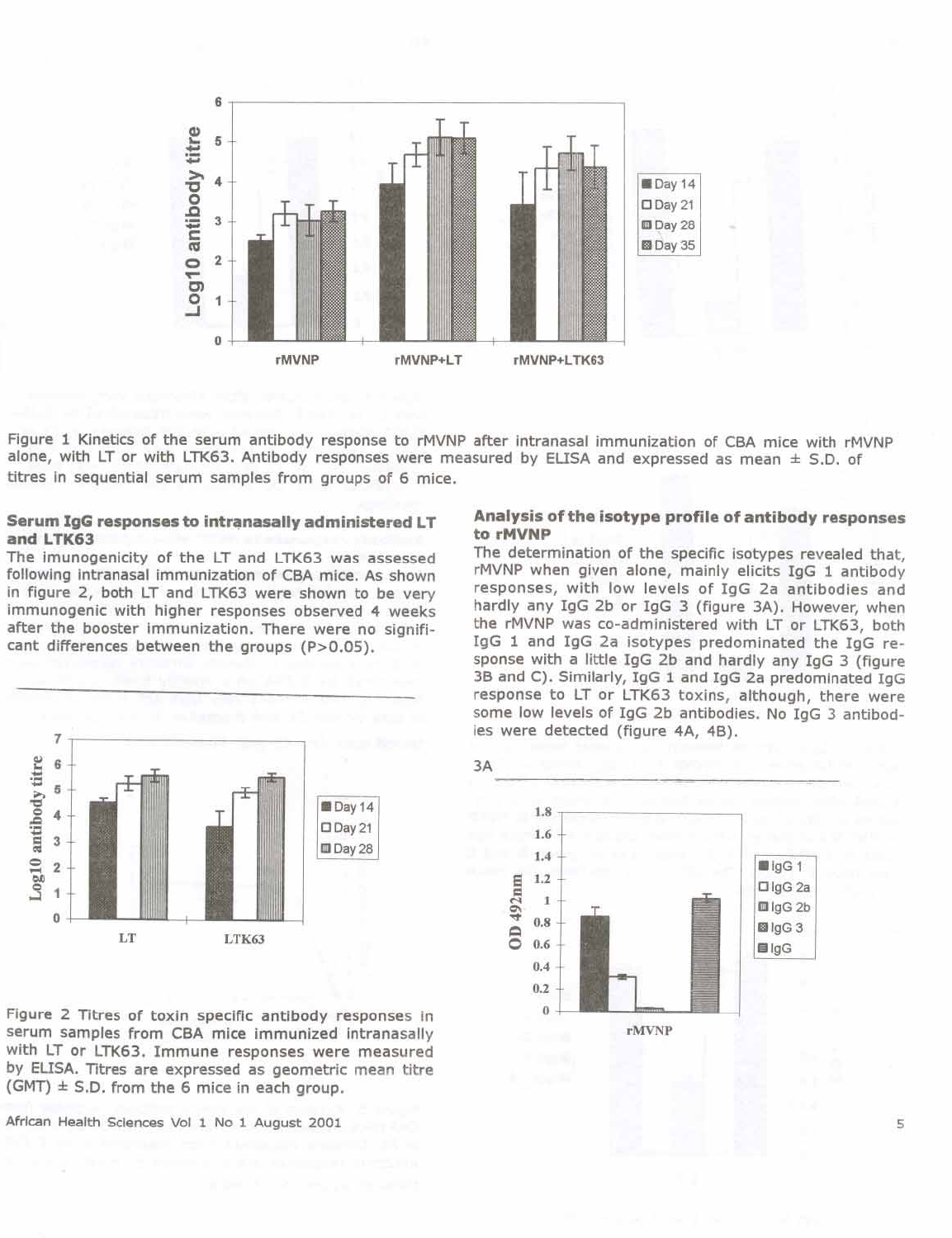6

5

4

3

2

1

0

Log10 antibody titre

rMVNP

rMVNP+LT

rMVNP+LTK63

Day 14

Day 21

Day 28

Day 35

Figure 1 Kinetics of the serum antibody response to rMVNP after intranasal immunization of CBA mice with rMVNP alone, with LT or with LTK63. Antibody responses were measured by ELISA and expressed as mean ± S.D. of titres in sequential serum samples from groups of 6 mice.

### Serum IgG responses to intranasally administered LT and LTK63

The imunogenicity of the LT and LTK63 was assessed following intranasal immunization of CBA mice. As shown in figure 2, both LT and LTK63 were shown to be very immunogenic with higher responses observed 4 weeks after the booster immunization. There were no significant differences between the groups (P>0.05).

7

6

5

4

3

2

1

0

Log10 antibody titre

LT

LTK63

Day 14

Day 21

Day 28

Figure 2 Titres of toxin specific antibody responses in serum samples from CBA mice immunized intranasally with LT or LTK63. Immune responses were measured by ELISA. Titres are expressed as geometric mean titre (GMT) ± S.D. from the 6 mice in each group.

### Analysis of the isotype profile of antibody responses to rMVNP

The determination of the specific isotypes revealed that, rMVNP when given alone, mainly elicits IgG 1 antibody responses, with low levels of IgG 2a antibodies and hardly any IgG 2b or IgG 3 (figure 3A). However, when the rMVNP was co-administered with LT or LTK63, both IgG 1 and IgG 2a isotypes predominated the IgG response with a little IgG 2b and hardly any IgG 3 (figure 3B and C). Similarly, IgG 1 and IgG 2a predominated IgG response to LT or LTK63 toxins, although, there were some low levels of IgG 2b antibodies. No IgG 3 antibodies were detected (figure 4A, 4B).

3A

1.8

1.6

1.4

1.2

1

0.8

0.6

0.4

0.2

0

OD 492nm

rMVNP

IgG 1

IgG 2a

IgG 2b

IgG 3

IgG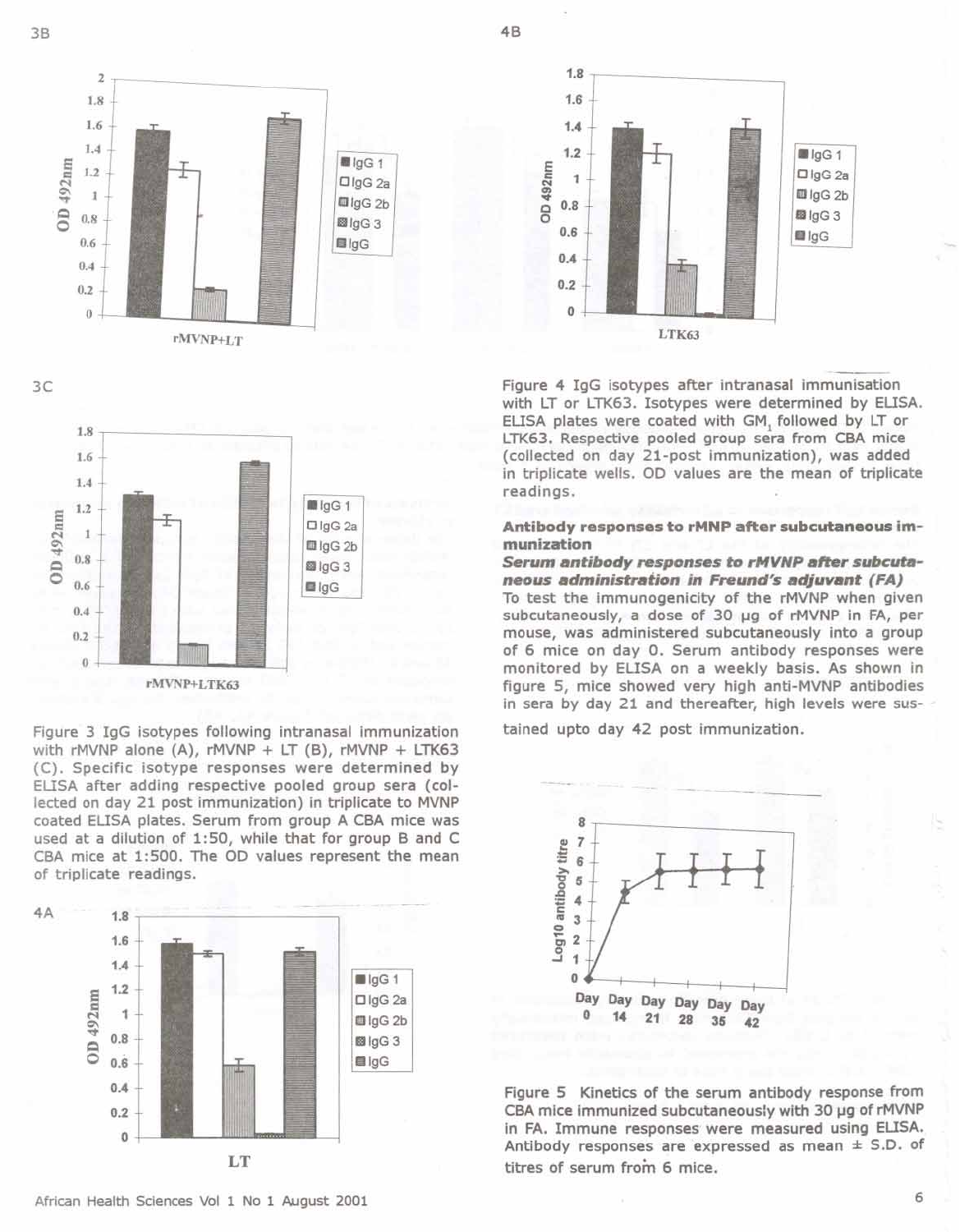3B

2
1.8
1.6
1.4
1.2
1
0.8
0.6
0.4
0.2
0

OD 492nm

rMVNP+LT

IgG 1
IgG 2a
IgG 2b
IgG 3
IgG

3C

1.8
1.6
1.4
1.2
1
0.8
0.6
0.4
0.2
0

OD 492nm

rMVNP+LTK63

IgG 1
IgG 2a
IgG 2b
IgG 3
IgG

Figure 3 IgG isotypes following intranasal immunization with rMVNP alone (A), rMVNP + LT (B), rMVNP + LTK63 (C). Specific isotype responses were determined by ELISA after adding respective pooled group sera (collected on day 21 post immunization) in triplicate to MVNP coated ELISA plates. Serum from group A CBA mice was used at a dilution of 1:50, while that for group B and C CBA mice at 1:500. The OD values represent the mean of triplicate readings.

4A

1.8
1.6
1.4
1.2
1
0.8
0.6
0.4
0.2
0

OD 492nm

LT

IgG 1
IgG 2a
IgG 2b
IgG 3
IgG

4B

1.8
1.6
1.4
1.2
1
0.8
0.6
0.4
0.2
0

OD 492nm

LTK63

IgG 1
IgG 2a
IgG 2b
IgG 3
IgG

Figure 4 IgG isotypes after intranasal immunisation with LT or LTK63. Isotypes were determined by ELISA. ELISA plates were coated with $GM_1$ followed by LT or LTK63. Respective pooled group sera from CBA mice (collected on day 21-post immunization), was added in triplicate wells. OD values are the mean of triplicate readings.

**Antibody responses to rMNP after subcutaneous immunization**

***Serum antibody responses to rMVNP after subcutaneous administration in Freund's adjuvant (FA)***

To test the immunogenicity of the rMVNP when given subcutaneously, a dose of 30 µg of rMVNP in FA, per mouse, was administered subcutaneously into a group of 6 mice on day 0. Serum antibody responses were monitored by ELISA on a weekly basis. As shown in figure 5, mice showed very high anti-MVNP antibodies in sera by day 21 and thereafter, high levels were sustained upto day 42 post immunization.

8
7
6
5
4
3
2
1
0

Log10 antibody titre

Day 0
Day 14
Day 21
Day 28
Day 35
Day 42

Figure 5 Kinetics of the serum antibody response from CBA mice immunized subcutaneously with 30 µg of rMVNP in FA. Immune responses were measured using ELISA. Antibody responses are expressed as mean ± S.D. of titres of serum from 6 mice.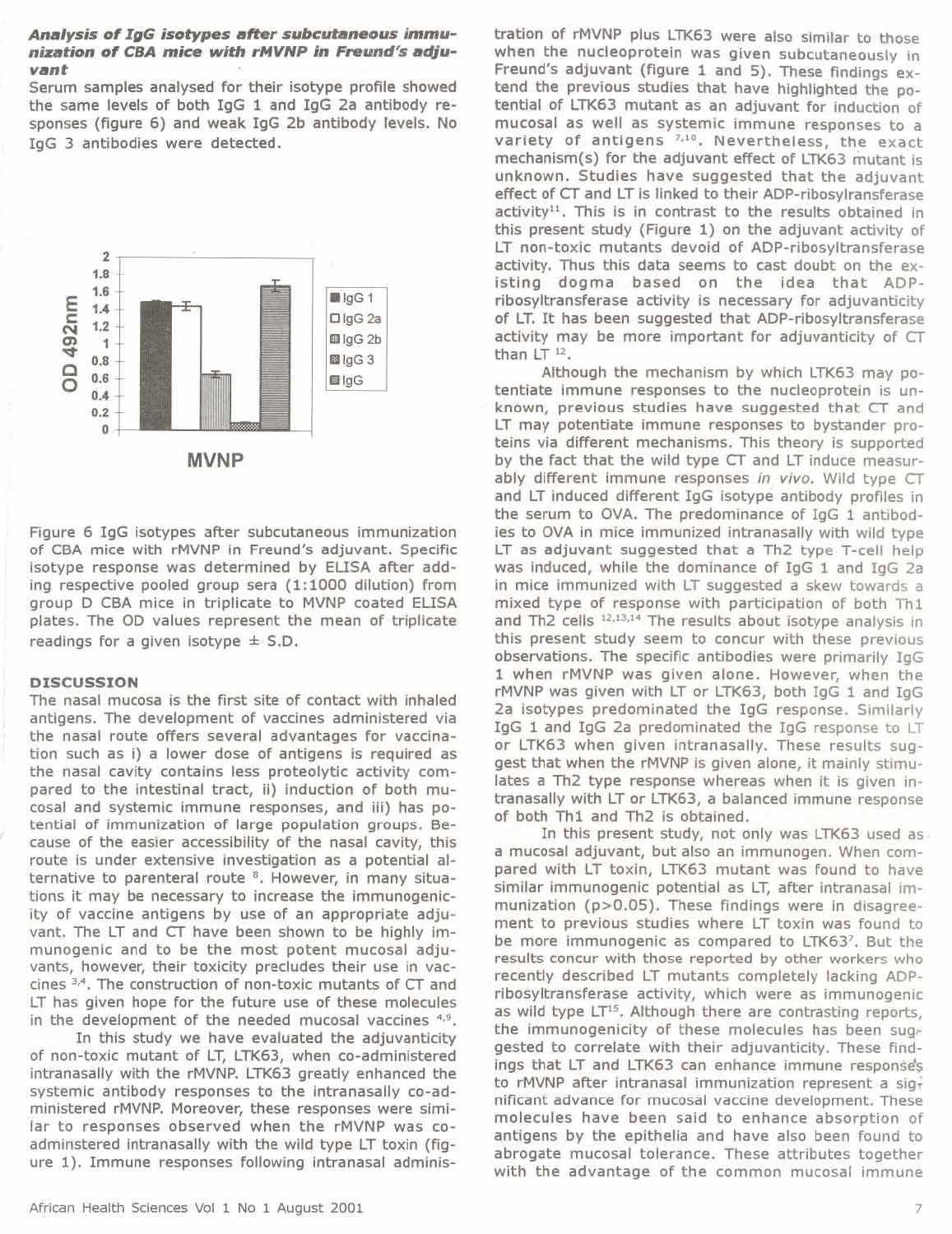### *Analysis of IgG isotypes after subcutaneous immunization of CBA mice with rMVNP in Freund's adjuvant*

Serum samples analysed for their isotype profile showed the same levels of both IgG 1 and IgG 2a antibody responses (figure 6) and weak IgG 2b antibody levels. No IgG 3 antibodies were detected.

OD 492nm

2
1.8
1.6
1.4
1.2
1
0.8
0.6
0.4
0.2
0

IgG 1
IgG 2a
IgG 2b
IgG 3
IgG

MVNP

Figure 6 IgG isotypes after subcutaneous immunization of CBA mice with rMVNP in Freund's adjuvant. Specific isotype response was determined by ELISA after adding respective pooled group sera (1:1000 dilution) from group D CBA mice in triplicate to MVNP coated ELISA plates. The OD values represent the mean of triplicate readings for a given isotype ± S.D.

## DISCUSSION

The nasal mucosa is the first site of contact with inhaled antigens. The development of vaccines administered via the nasal route offers several advantages for vaccination such as i) a lower dose of antigens is required as the nasal cavity contains less proteolytic activity compared to the intestinal tract, ii) induction of both mucosal and systemic immune responses, and iii) has potential of immunization of large population groups. Because of the easier accessibility of the nasal cavity, this route is under extensive investigation as a potential alternative to parenteral route [8]. However, in many situations it may be necessary to increase the immunogenicity of vaccine antigens by use of an appropriate adjuvant. The LT and CT have been shown to be highly immunogenic and to be the most potent mucosal adjuvants, however, their toxicity precludes their use in vaccines [3,4]. The construction of non-toxic mutants of CT and LT has given hope for the future use of these molecules in the development of the needed mucosal vaccines [4,9].

In this study we have evaluated the adjuvanticity of non-toxic mutant of LT, LTK63, when co-administered intranasally with the rMVNP. LTK63 greatly enhanced the systemic antibody responses to the intranasally co-administered rMVNP. Moreover, these responses were similar to responses observed when the rMVNP was co-adminstered intranasally with the wild type LT toxin (figure 1). Immune responses following intranasal administration of rMVNP plus LTK63 were also similar to those when the nucleoprotein was given subcutaneously in Freund's adjuvant (figure 1 and 5). These findings extend the previous studies that have highlighted the potential of LTK63 mutant as an adjuvant for induction of mucosal as well as systemic immune responses to a variety of antigens [7,10]. Nevertheless, the exact mechanism(s) for the adjuvant effect of LTK63 mutant is unknown. Studies have suggested that the adjuvant effect of CT and LT is linked to their ADP-ribosylransferase activity[11]. This is in contrast to the results obtained in this present study (Figure 1) on the adjuvant activity of LT non-toxic mutants devoid of ADP-ribosyltransferase activity. Thus this data seems to cast doubt on the existing dogma based on the idea that ADP-ribosyltransferase activity is necessary for adjuvanticity of LT. It has been suggested that ADP-ribosyltransferase activity may be more important for adjuvanticity of CT than LT [12].

Although the mechanism by which LTK63 may potentiate immune responses to the nucleoprotein is unknown, previous studies have suggested that CT and LT may potentiate immune responses to bystander proteins via different mechanisms. This theory is supported by the fact that the wild type CT and LT induce measurably different immune responses *in vivo*. Wild type CT and LT induced different IgG isotype antibody profiles in the serum to OVA. The predominance of IgG 1 antibodies to OVA in mice immunized intranasally with wild type LT as adjuvant suggested that a Th2 type T-cell help was induced, while the dominance of IgG 1 and IgG 2a in mice immunized with LT suggested a skew towards a mixed type of response with participation of both Th1 and Th2 cells [12,13,14] The results about isotype analysis in this present study seem to concur with these previous observations. The specific antibodies were primarily IgG 1 when rMVNP was given alone. However, when the rMVNP was given with LT or LTK63, both IgG 1 and IgG 2a isotypes predominated the IgG response. Similarly IgG 1 and IgG 2a predominated the IgG response to LT or LTK63 when given intranasally. These results suggest that when the rMVNP is given alone, it mainly stimulates a Th2 type response whereas when it is given intranasally with LT or LTK63, a balanced immune response of both Th1 and Th2 is obtained.

In this present study, not only was LTK63 used as a mucosal adjuvant, but also an immunogen. When compared with LT toxin, LTK63 mutant was found to have similar immunogenic potential as LT, after intranasal immunization ($p>0.05$). These findings were in disagreement to previous studies where LT toxin was found to be more immunogenic as compared to LTK63[7]. But the results concur with those reported by other workers who recently described LT mutants completely lacking ADP-ribosyltransferase activity, which were as immunogenic as wild type LT[15]. Although there are contrasting reports, the immunogenicity of these molecules has been suggested to correlate with their adjuvanticity. These findings that LT and LTK63 can enhance immune responses to rMVNP after intranasal immunization represent a significant advance for mucosal vaccine development. These molecules have been said to enhance absorption of antigens by the epithelia and have also been found to abrogate mucosal tolerance. These attributes together with the advantage of the common mucosal immune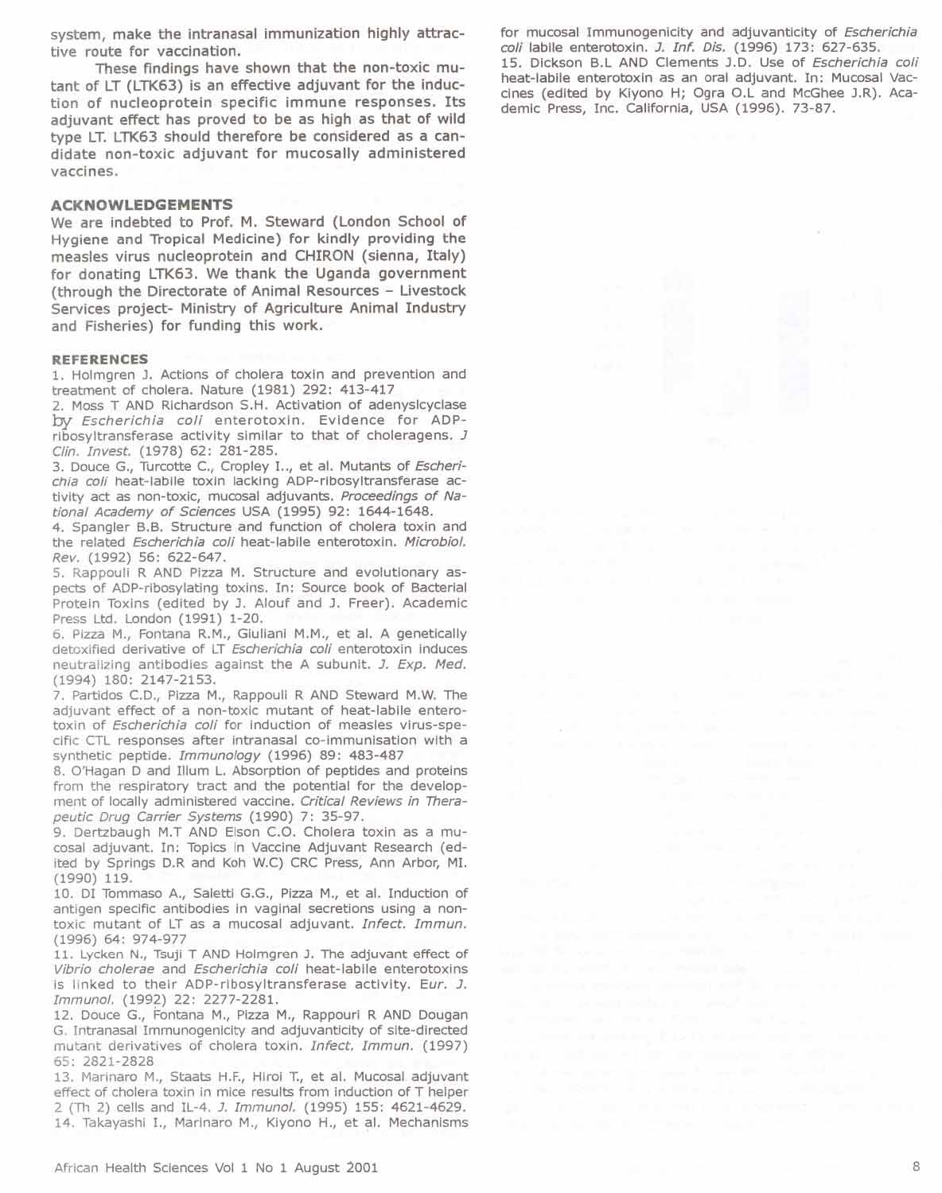system, make the intranasal immunization highly attractive route for vaccination.

These findings have shown that the non-toxic mutant of LT (LTK63) is an effective adjuvant for the induction of nucleoprotein specific immune responses. Its adjuvant effect has proved to be as high as that of wild type LT. LTK63 should therefore be considered as a candidate non-toxic adjuvant for mucosally administered vaccines.

## ACKNOWLEDGEMENTS

We are indebted to Prof. M. Steward (London School of Hygiene and Tropical Medicine) for kindly providing the measles virus nucleoprotein and CHIRON (sienna, Italy) for donating LTK63. We thank the Uganda government (through the Directorate of Animal Resources – Livestock Services project- Ministry of Agriculture Animal Industry and Fisheries) for funding this work.

## REFERENCES

1. Holmgren J. Actions of cholera toxin and prevention and treatment of cholera. Nature (1981) 292: 413-417
2. Moss T AND Richardson S.H. Activation of adenyslcyclase by *Escherichia coli* enterotoxin. Evidence for ADP-ribosyltransferase activity similar to that of choleragens. *J Clin. Invest.* (1978) 62: 281-285.
3. Douce G., Turcotte C., Cropley I.., et al. Mutants of *Escherichia coli* heat-labile toxin lacking ADP-ribosyltransferase activity act as non-toxic, mucosal adjuvants. *Proceedings of National Academy of Sciences* USA (1995) 92: 1644-1648.
4. Spangler B.B. Structure and function of cholera toxin and the related *Escherichia coli* heat-labile enterotoxin. *Microbiol. Rev.* (1992) 56: 622-647.
5. Rappouli R AND Pizza M. Structure and evolutionary aspects of ADP-ribosylating toxins. In: Source book of Bacterial Protein Toxins (edited by J. Alouf and J. Freer). Academic Press Ltd. London (1991) 1-20.
6. Pizza M., Fontana R.M., Giuliani M.M., et al. A genetically detoxified derivative of LT *Escherichia coli* enterotoxin induces neutralizing antibodies against the A subunit. *J. Exp. Med.* (1994) 180: 2147-2153.
7. Partidos C.D., Pizza M., Rappouli R AND Steward M.W. The adjuvant effect of a non-toxic mutant of heat-labile enterotoxin of *Escherichia coli* for induction of measles virus-specific CTL responses after intranasal co-immunisation with a synthetic peptide. *Immunology* (1996) 89: 483-487
8. O'Hagan D and Illum L. Absorption of peptides and proteins from the respiratory tract and the potential for the development of locally administered vaccine. *Critical Reviews in Therapeutic Drug Carrier Systems* (1990) 7: 35-97.
9. Dertzbaugh M.T AND Elson C.O. Cholera toxin as a mucosal adjuvant. In: Topics in Vaccine Adjuvant Research (edited by Springs D.R and Koh W.C) CRC Press, Ann Arbor, MI. (1990) 119.
10. DI Tommaso A., Saletti G.G., Pizza M., et al. Induction of antigen specific antibodies in vaginal secretions using a non-toxic mutant of LT as a mucosal adjuvant. *Infect. Immun.* (1996) 64: 974-977
11. Lycken N., Tsuji T AND Holmgren J. The adjuvant effect of *Vibrio cholerae* and *Escherichia coli* heat-labile enterotoxins is linked to their ADP-ribosyltransferase activity. *Eur. J. Immunol.* (1992) 22: 2277-2281.
12. Douce G., Fontana M., Pizza M., Rappouri R AND Dougan G. Intranasal Immunogenicity and adjuvanticity of site-directed mutant derivatives of cholera toxin. *Infect. Immun.* (1997) 65: 2821-2828
13. Marinaro M., Staats H.F., Hiroi T., et al. Mucosal adjuvant effect of cholera toxin in mice results from induction of T helper 2 (Th 2) cells and IL-4. *J. Immunol.* (1995) 155: 4621-4629.
14. Takayashi I., Marinaro M., Kiyono H., et al. Mechanisms for mucosal Immunogenicity and adjuvanticity of *Escherichia coli* labile enterotoxin. *J. Inf. Dis.* (1996) 173: 627-635.
15. Dickson B.L AND Clements J.D. Use of *Escherichia coli* heat-labile enterotoxin as an oral adjuvant. In: Mucosal Vaccines (edited by Kiyono H; Ogra O.L and McGhee J.R). Academic Press, Inc. California, USA (1996). 73-87.